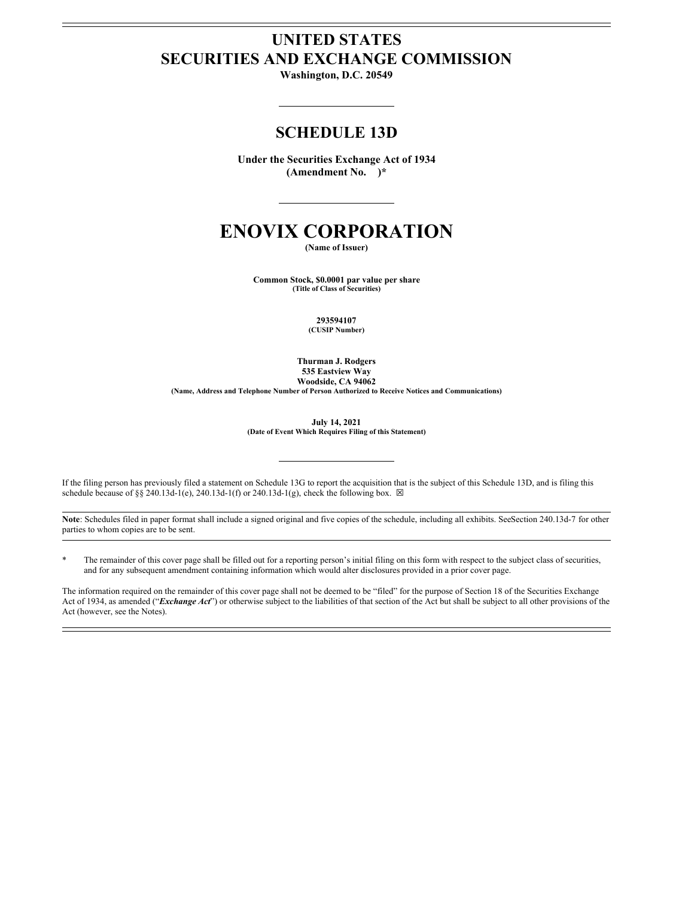# UNITED STATES
# SECURITIES AND EXCHANGE COMMISSION

**Washington, D.C. 20549**

---

## SCHEDULE 13D

**Under the Securities Exchange Act of 1934**
**(Amendment No. )***

---

# ENOVIX CORPORATION

**(Name of Issuer)**

**Common Stock, $0.0001 par value per share**
**(Title of Class of Securities)**

**293594107**
**(CUSIP Number)**

**Thurman J. Rodgers**
**535 Eastview Way**
**Woodside, CA 94062**
**(Name, Address and Telephone Number of Person Authorized to Receive Notices and Communications)**

**July 14, 2021**
**(Date of Event Which Requires Filing of this Statement)**

---

If the filing person has previously filed a statement on Schedule 13G to report the acquisition that is the subject of this Schedule 13D, and is filing this schedule because of §§ 240.13d-1(e), 240.13d-1(f) or 240.13d-1(g), check the following box. ☒

---

**Note**: Schedules filed in paper format shall include a signed original and five copies of the schedule, including all exhibits. SeeSection 240.13d-7 for other parties to whom copies are to be sent.

---

\* The remainder of this cover page shall be filled out for a reporting person's initial filing on this form with respect to the subject class of securities, and for any subsequent amendment containing information which would alter disclosures provided in a prior cover page.

The information required on the remainder of this cover page shall not be deemed to be "filed" for the purpose of Section 18 of the Securities Exchange Act of 1934, as amended ("***Exchange Act***") or otherwise subject to the liabilities of that section of the Act but shall be subject to all other provisions of the Act (however, see the Notes).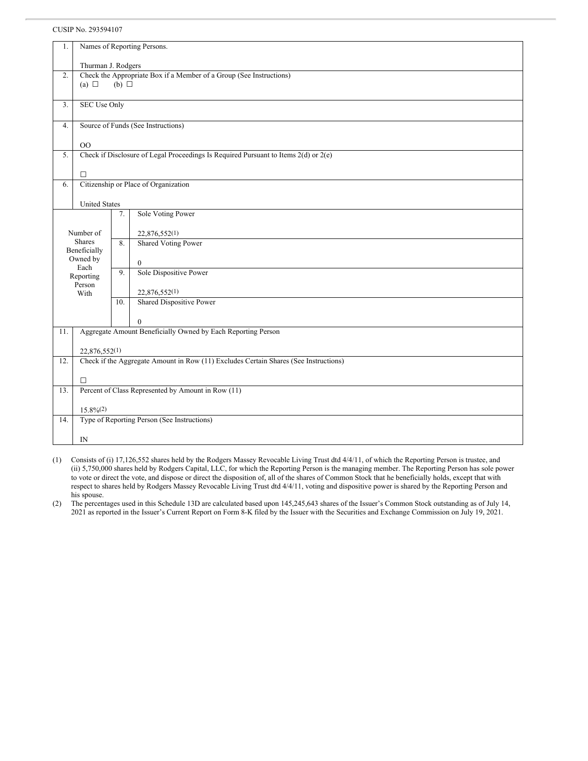CUSIP No. 293594107

| | | | |
|---|---|---|---|
| 1. | Names of Reporting Persons.<br><br>Thurman J. Rodgers | | |
| 2. | Check the Appropriate Box if a Member of a Group (See Instructions)<br>(a) ☐ (b) ☐ | | |
| 3. | SEC Use Only | | |
| 4. | Source of Funds (See Instructions)<br><br>OO | | |
| 5. | Check if Disclosure of Legal Proceedings Is Required Pursuant to Items 2(d) or 2(e)<br><br>☐ | | |
| 6. | Citizenship or Place of Organization<br><br>United States | | |
| Number of Shares Beneficially Owned by Each Reporting Person With | | 7. | Sole Voting Power<br><br>22,876,552(1) |
| | | 8. | Shared Voting Power<br><br>0 |
| | | 9. | Sole Dispositive Power<br><br>22,876,552(1) |
| | | 10. | Shared Dispositive Power<br><br>0 |
| 11. | Aggregate Amount Beneficially Owned by Each Reporting Person<br><br>22,876,552(1) | | |
| 12. | Check if the Aggregate Amount in Row (11) Excludes Certain Shares (See Instructions)<br><br>☐ | | |
| 13. | Percent of Class Represented by Amount in Row (11)<br><br>15.8%(2) | | |
| 14. | Type of Reporting Person (See Instructions)<br><br>IN | | |

(1) Consists of (i) 17,126,552 shares held by the Rodgers Massey Revocable Living Trust dtd 4/4/11, of which the Reporting Person is trustee, and (ii) 5,750,000 shares held by Rodgers Capital, LLC, for which the Reporting Person is the managing member. The Reporting Person has sole power to vote or direct the vote, and dispose or direct the disposition of, all of the shares of Common Stock that he beneficially holds, except that with respect to shares held by Rodgers Massey Revocable Living Trust dtd 4/4/11, voting and dispositive power is shared by the Reporting Person and his spouse.

(2) The percentages used in this Schedule 13D are calculated based upon 145,245,643 shares of the Issuer's Common Stock outstanding as of July 14, 2021 as reported in the Issuer's Current Report on Form 8-K filed by the Issuer with the Securities and Exchange Commission on July 19, 2021.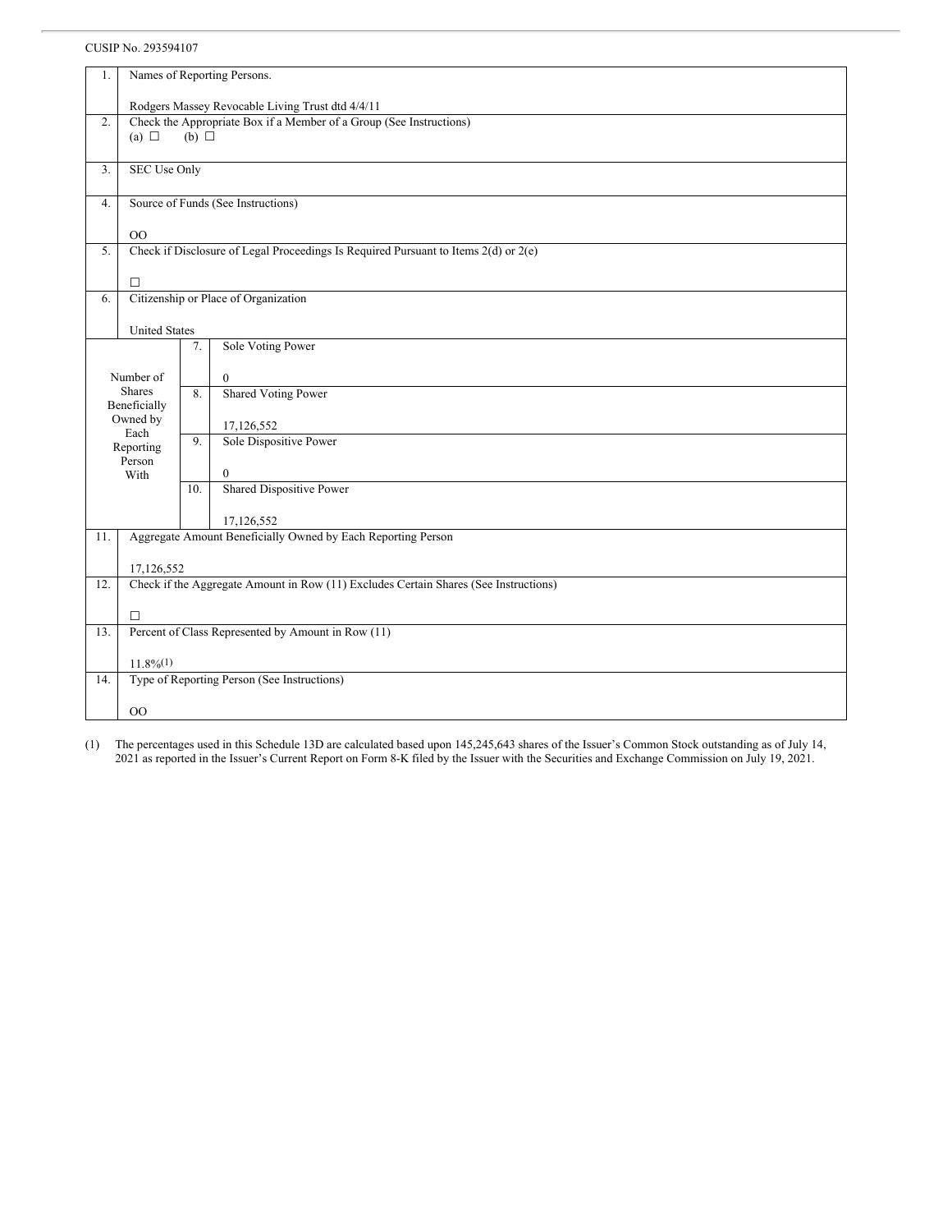CUSIP No. 293594107

| | | | |
|---|---|---|---|
| 1. | Names of Reporting Persons.<br><br>Rodgers Massey Revocable Living Trust dtd 4/4/11 | | |
| 2. | Check the Appropriate Box if a Member of a Group (See Instructions)<br>(a) ☐ (b) ☐ | | |
| 3. | SEC Use Only | | |
| 4. | Source of Funds (See Instructions)<br><br>OO | | |
| 5. | Check if Disclosure of Legal Proceedings Is Required Pursuant to Items 2(d) or 2(e)<br><br>☐ | | |
| 6. | Citizenship or Place of Organization<br><br>United States | | |
| Number of Shares Beneficially Owned by Each Reporting Person With | | 7. | Sole Voting Power<br><br>0 |
| | | 8. | Shared Voting Power<br><br>17,126,552 |
| | | 9. | Sole Dispositive Power<br><br>0 |
| | | 10. | Shared Dispositive Power<br><br>17,126,552 |
| 11. | Aggregate Amount Beneficially Owned by Each Reporting Person<br><br>17,126,552 | | |
| 12. | Check if the Aggregate Amount in Row (11) Excludes Certain Shares (See Instructions)<br><br>☐ | | |
| 13. | Percent of Class Represented by Amount in Row (11)<br><br>11.8%(1) | | |
| 14. | Type of Reporting Person (See Instructions)<br><br>OO | | |

(1) The percentages used in this Schedule 13D are calculated based upon 145,245,643 shares of the Issuer's Common Stock outstanding as of July 14, 2021 as reported in the Issuer's Current Report on Form 8-K filed by the Issuer with the Securities and Exchange Commission on July 19, 2021.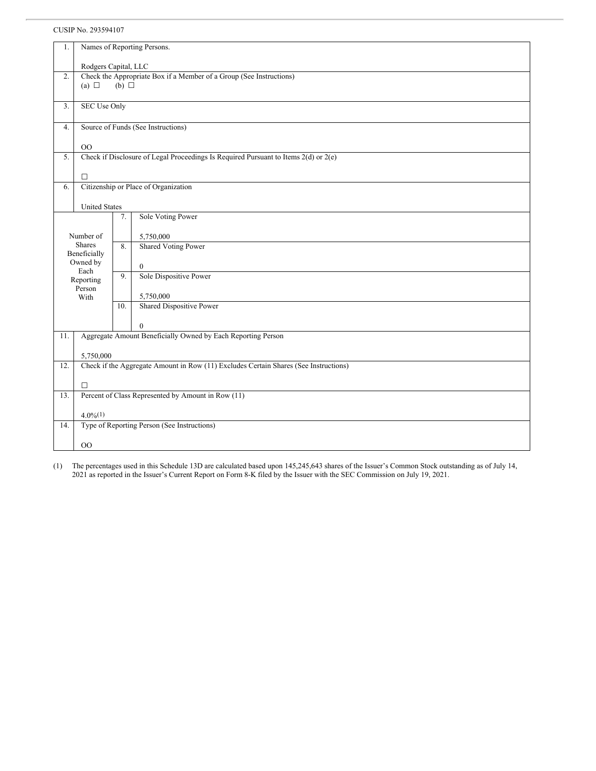CUSIP No. 293594107

| | | | |
|---|---|---|---|
| 1. | Names of Reporting Persons.<br><br>Rodgers Capital, LLC | | |
| 2. | Check the Appropriate Box if a Member of a Group (See Instructions)<br>(a) ☐ (b) ☐ | | |
| 3. | SEC Use Only | | |
| 4. | Source of Funds (See Instructions)<br><br>OO | | |
| 5. | Check if Disclosure of Legal Proceedings Is Required Pursuant to Items 2(d) or 2(e)<br><br>☐ | | |
| 6. | Citizenship or Place of Organization<br><br>United States | | |
| Number of Shares Beneficially Owned by Each Reporting Person With | | 7. | Sole Voting Power<br><br>5,750,000 |
| | | 8. | Shared Voting Power<br><br>0 |
| | | 9. | Sole Dispositive Power<br><br>5,750,000 |
| | | 10. | Shared Dispositive Power<br><br>0 |
| 11. | Aggregate Amount Beneficially Owned by Each Reporting Person<br><br>5,750,000 | | |
| 12. | Check if the Aggregate Amount in Row (11) Excludes Certain Shares (See Instructions)<br><br>☐ | | |
| 13. | Percent of Class Represented by Amount in Row (11)<br><br>4.0%(1) | | |
| 14. | Type of Reporting Person (See Instructions)<br><br>OO | | |

(1) The percentages used in this Schedule 13D are calculated based upon 145,245,643 shares of the Issuer's Common Stock outstanding as of July 14, 2021 as reported in the Issuer's Current Report on Form 8-K filed by the Issuer with the SEC Commission on July 19, 2021.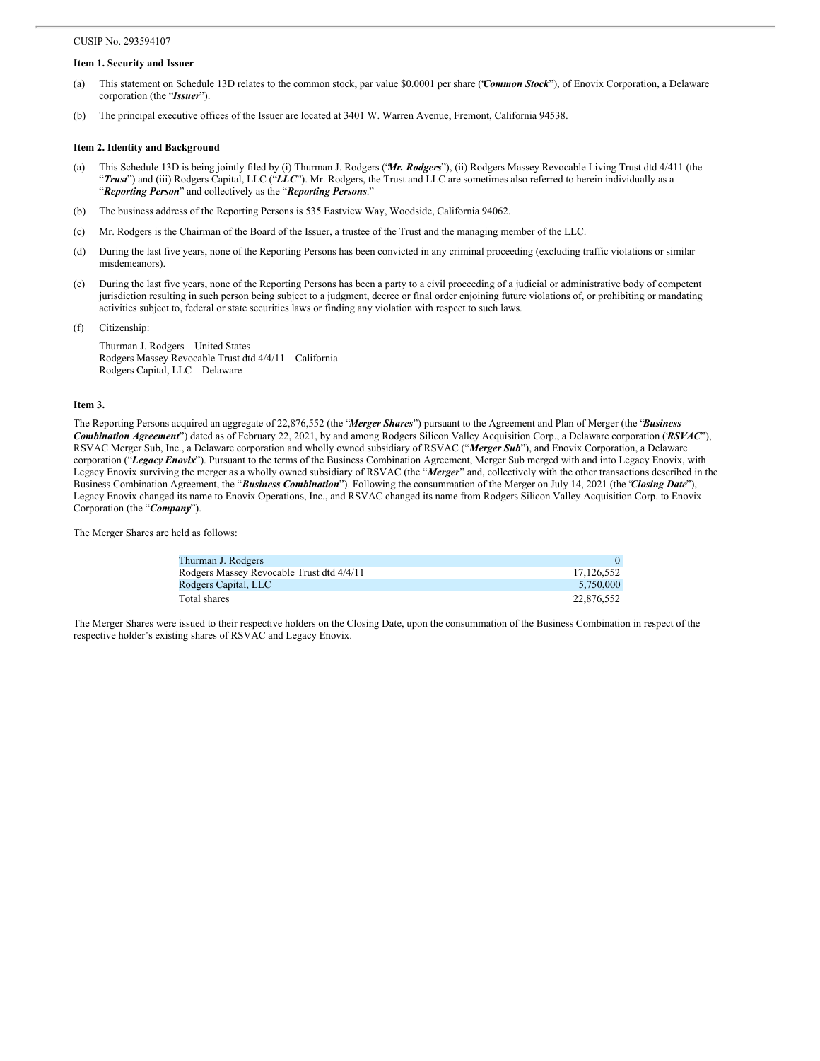CUSIP No. 293594107

### Item 1. Security and Issuer

(a) This statement on Schedule 13D relates to the common stock, par value $0.0001 per share ("***Common Stock***"), of Enovix Corporation, a Delaware corporation (the "***Issuer***").

(b) The principal executive offices of the Issuer are located at 3401 W. Warren Avenue, Fremont, California 94538.

### Item 2. Identity and Background

(a) This Schedule 13D is being jointly filed by (i) Thurman J. Rodgers ("***Mr. Rodgers***"), (ii) Rodgers Massey Revocable Living Trust dtd 4/411 (the "***Trust***") and (iii) Rodgers Capital, LLC ("***LLC***"). Mr. Rodgers, the Trust and LLC are sometimes also referred to herein individually as a "***Reporting Person***" and collectively as the "***Reporting Persons***."

(b) The business address of the Reporting Persons is 535 Eastview Way, Woodside, California 94062.

(c) Mr. Rodgers is the Chairman of the Board of the Issuer, a trustee of the Trust and the managing member of the LLC.

(d) During the last five years, none of the Reporting Persons has been convicted in any criminal proceeding (excluding traffic violations or similar misdemeanors).

(e) During the last five years, none of the Reporting Persons has been a party to a civil proceeding of a judicial or administrative body of competent jurisdiction resulting in such person being subject to a judgment, decree or final order enjoining future violations of, or prohibiting or mandating activities subject to, federal or state securities laws or finding any violation with respect to such laws.

(f) Citizenship:

Thurman J. Rodgers – United States
Rodgers Massey Revocable Trust dtd 4/4/11 – California
Rodgers Capital, LLC – Delaware

### Item 3.

The Reporting Persons acquired an aggregate of 22,876,552 (the "***Merger Shares***") pursuant to the Agreement and Plan of Merger (the "***Business Combination Agreement***") dated as of February 22, 2021, by and among Rodgers Silicon Valley Acquisition Corp., a Delaware corporation ("***RSVAC***"), RSVAC Merger Sub, Inc., a Delaware corporation and wholly owned subsidiary of RSVAC ("***Merger Sub***"), and Enovix Corporation, a Delaware corporation ("***Legacy Enovix***"). Pursuant to the terms of the Business Combination Agreement, Merger Sub merged with and into Legacy Enovix, with Legacy Enovix surviving the merger as a wholly owned subsidiary of RSVAC (the "***Merger***" and, collectively with the other transactions described in the Business Combination Agreement, the "***Business Combination***"). Following the consummation of the Merger on July 14, 2021 (the "***Closing Date***"), Legacy Enovix changed its name to Enovix Operations, Inc., and RSVAC changed its name from Rodgers Silicon Valley Acquisition Corp. to Enovix Corporation (the "***Company***").

The Merger Shares are held as follows:

| | |
|---|---|
| Thurman J. Rodgers | 0 |
| Rodgers Massey Revocable Trust dtd 4/4/11 | 17,126,552 |
| Rodgers Capital, LLC | 5,750,000 |
| Total shares | 22,876,552 |

The Merger Shares were issued to their respective holders on the Closing Date, upon the consummation of the Business Combination in respect of the respective holder's existing shares of RSVAC and Legacy Enovix.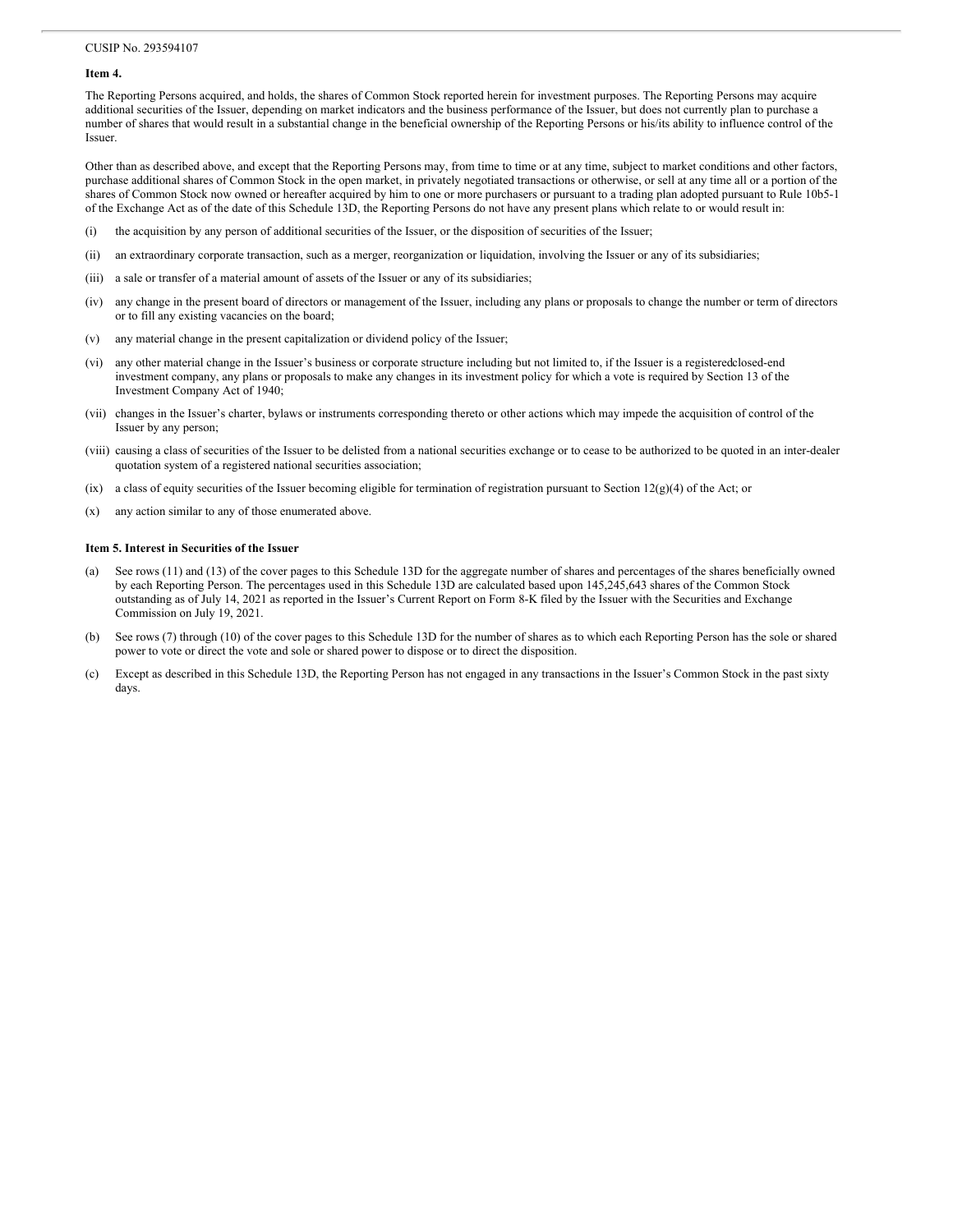CUSIP No. 293594107

**Item 4.**

The Reporting Persons acquired, and holds, the shares of Common Stock reported herein for investment purposes. The Reporting Persons may acquire additional securities of the Issuer, depending on market indicators and the business performance of the Issuer, but does not currently plan to purchase a number of shares that would result in a substantial change in the beneficial ownership of the Reporting Persons or his/its ability to influence control of the Issuer.

Other than as described above, and except that the Reporting Persons may, from time to time or at any time, subject to market conditions and other factors, purchase additional shares of Common Stock in the open market, in privately negotiated transactions or otherwise, or sell at any time all or a portion of the shares of Common Stock now owned or hereafter acquired by him to one or more purchasers or pursuant to a trading plan adopted pursuant to Rule 10b5-1 of the Exchange Act as of the date of this Schedule 13D, the Reporting Persons do not have any present plans which relate to or would result in:

(i) the acquisition by any person of additional securities of the Issuer, or the disposition of securities of the Issuer;

(ii) an extraordinary corporate transaction, such as a merger, reorganization or liquidation, involving the Issuer or any of its subsidiaries;

(iii) a sale or transfer of a material amount of assets of the Issuer or any of its subsidiaries;

(iv) any change in the present board of directors or management of the Issuer, including any plans or proposals to change the number or term of directors or to fill any existing vacancies on the board;

(v) any material change in the present capitalization or dividend policy of the Issuer;

(vi) any other material change in the Issuer's business or corporate structure including but not limited to, if the Issuer is a registeredclosed-end investment company, any plans or proposals to make any changes in its investment policy for which a vote is required by Section 13 of the Investment Company Act of 1940;

(vii) changes in the Issuer's charter, bylaws or instruments corresponding thereto or other actions which may impede the acquisition of control of the Issuer by any person;

(viii) causing a class of securities of the Issuer to be delisted from a national securities exchange or to cease to be authorized to be quoted in an inter-dealer quotation system of a registered national securities association;

(ix) a class of equity securities of the Issuer becoming eligible for termination of registration pursuant to Section 12(g)(4) of the Act; or

(x) any action similar to any of those enumerated above.

**Item 5. Interest in Securities of the Issuer**

(a) See rows (11) and (13) of the cover pages to this Schedule 13D for the aggregate number of shares and percentages of the shares beneficially owned by each Reporting Person. The percentages used in this Schedule 13D are calculated based upon 145,245,643 shares of the Common Stock outstanding as of July 14, 2021 as reported in the Issuer's Current Report on Form 8-K filed by the Issuer with the Securities and Exchange Commission on July 19, 2021.

(b) See rows (7) through (10) of the cover pages to this Schedule 13D for the number of shares as to which each Reporting Person has the sole or shared power to vote or direct the vote and sole or shared power to dispose or to direct the disposition.

(c) Except as described in this Schedule 13D, the Reporting Person has not engaged in any transactions in the Issuer's Common Stock in the past sixty days.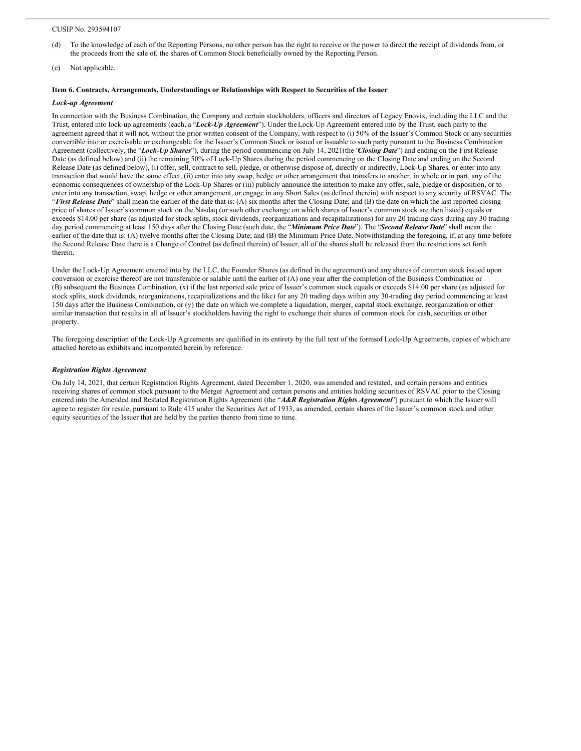CUSIP No. 293594107

(d) To the knowledge of each of the Reporting Persons, no other person has the right to receive or the power to direct the receipt of dividends from, or the proceeds from the sale of, the shares of Common Stock beneficially owned by the Reporting Person.

(e) Not applicable.

**Item 6. Contracts, Arrangements, Understandings or Relationships with Respect to Securities of the Issuer**

***Lock-up Agreement***

In connection with the Business Combination, the Company and certain stockholders, officers and directors of Legacy Enovix, including the LLC and the Trust, entered into lock-up agreements (each, a "***Lock-Up Agreement***"). Under the Lock-Up Agreement entered into by the Trust, each party to the agreement agreed that it will not, without the prior written consent of the Company, with respect to (i) 50% of the Issuer's Common Stock or any securities convertible into or exercisable or exchangeable for the Issuer's Common Stock or issued or issuable to such party pursuant to the Business Combination Agreement (collectively, the "***Lock-Up Shares***"), during the period commencing on July 14, 2021(the "***Closing Date***") and ending on the First Release Date (as defined below) and (ii) the remaining 50% of Lock-Up Shares during the period commencing on the Closing Date and ending on the Second Release Date (as defined below), (i) offer, sell, contract to sell, pledge, or otherwise dispose of, directly or indirectly, Lock-Up Shares, or enter into any transaction that would have the same effect, (ii) enter into any swap, hedge or other arrangement that transfers to another, in whole or in part, any of the economic consequences of ownership of the Lock-Up Shares or (iii) publicly announce the intention to make any offer, sale, pledge or disposition, or to enter into any transaction, swap, hedge or other arrangement, or engage in any Short Sales (as defined therein) with respect to any security of RSVAC. The "***First Release Date***" shall mean the earlier of the date that is: (A) six months after the Closing Date; and (B) the date on which the last reported closing price of shares of Issuer's common stock on the Nasdaq (or such other exchange on which shares of Issuer's common stock are then listed) equals or exceeds $14.00 per share (as adjusted for stock splits, stock dividends, reorganizations and recapitalizations) for any 20 trading days during any 30 trading day period commencing at least 150 days after the Closing Date (such date, the "***Minimum Price Date***"). The "***Second Release Date***" shall mean the earlier of the date that is: (A) twelve months after the Closing Date; and (B) the Minimum Price Date. Notwithstanding the foregoing, if, at any time before the Second Release Date there is a Change of Control (as defined therein) of Issuer, all of the shares shall be released from the restrictions set forth therein.

Under the Lock-Up Agreement entered into by the LLC, the Founder Shares (as defined in the agreement) and any shares of common stock issued upon conversion or exercise thereof are not transferable or salable until the earlier of (A) one year after the completion of the Business Combination or (B) subsequent the Business Combination, (x) if the last reported sale price of Issuer's common stock equals or exceeds $14.00 per share (as adjusted for stock splits, stock dividends, reorganizations, recapitalizations and the like) for any 20 trading days within any 30-trading day period commencing at least 150 days after the Business Combination, or (y) the date on which we complete a liquidation, merger, capital stock exchange, reorganization or other similar transaction that results in all of Issuer's stockholders having the right to exchange their shares of common stock for cash, securities or other property.

The foregoing description of the Lock-Up Agreements are qualified in its entirety by the full text of the formsof Lock-Up Agreements, copies of which are attached hereto as exhibits and incorporated herein by reference.

***Registration Rights Agreement***

On July 14, 2021, that certain Registration Rights Agreement, dated December 1, 2020, was amended and restated, and certain persons and entities receiving shares of common stock pursuant to the Merger Agreement and certain persons and entities holding securities of RSVAC prior to the Closing entered into the Amended and Restated Registration Rights Agreement (the "***A&R Registration Rights Agreement***") pursuant to which the Issuer will agree to register for resale, pursuant to Rule 415 under the Securities Act of 1933, as amended, certain shares of the Issuer's common stock and other equity securities of the Issuer that are held by the parties thereto from time to time.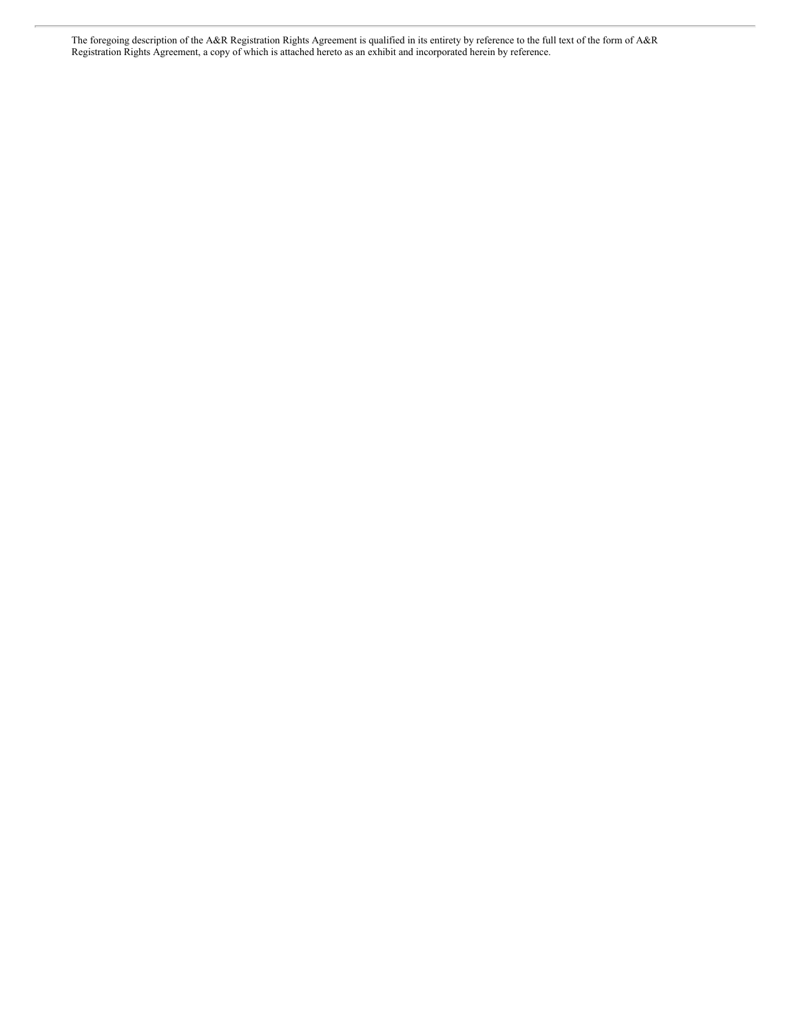The foregoing description of the A&R Registration Rights Agreement is qualified in its entirety by reference to the full text of the form of A&R Registration Rights Agreement, a copy of which is attached hereto as an exhibit and incorporated herein by reference.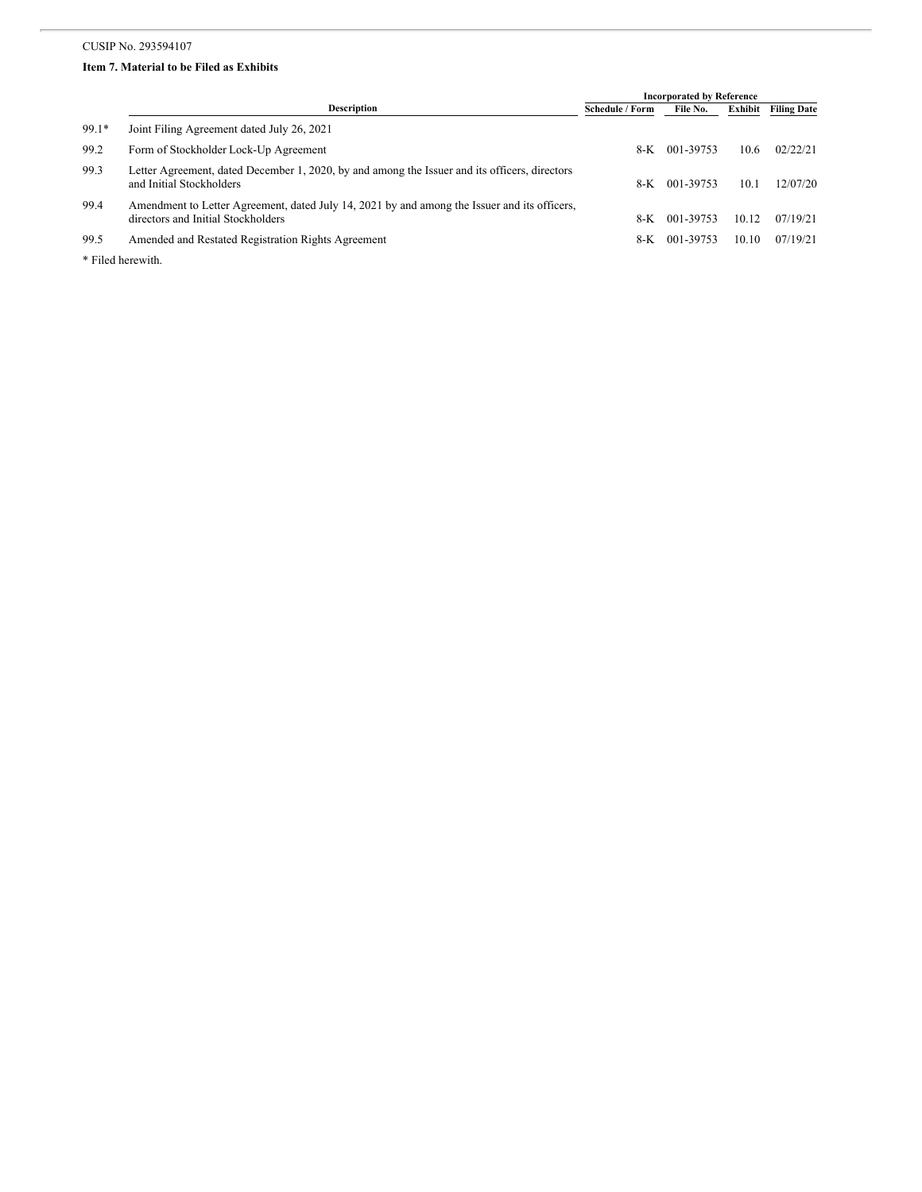CUSIP No. 293594107

**Item 7. Material to be Filed as Exhibits**

| | Description | Incorporated by Reference | | | |
|---|---|---|---|---|---|
| | | Schedule / Form | File No. | Exhibit | Filing Date |
| 99.1* | Joint Filing Agreement dated July 26, 2021 | | | | |
| 99.2 | Form of Stockholder Lock-Up Agreement | 8-K | 001-39753 | 10.6 | 02/22/21 |
| 99.3 | Letter Agreement, dated December 1, 2020, by and among the Issuer and its officers, directors and Initial Stockholders | 8-K | 001-39753 | 10.1 | 12/07/20 |
| 99.4 | Amendment to Letter Agreement, dated July 14, 2021 by and among the Issuer and its officers, directors and Initial Stockholders | 8-K | 001-39753 | 10.12 | 07/19/21 |
| 99.5 | Amended and Restated Registration Rights Agreement | 8-K | 001-39753 | 10.10 | 07/19/21 |

* Filed herewith.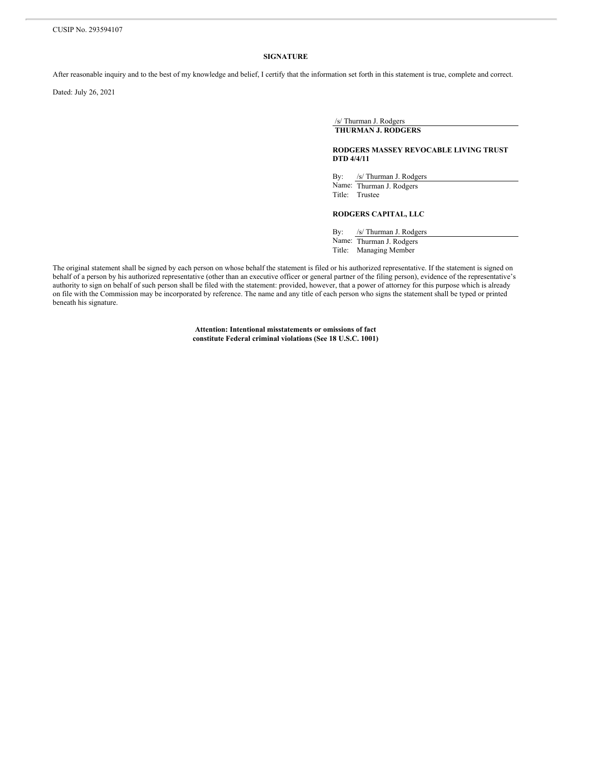CUSIP No. 293594107

**SIGNATURE**

After reasonable inquiry and to the best of my knowledge and belief, I certify that the information set forth in this statement is true, complete and correct.

Dated: July 26, 2021

/s/ Thurman J. Rodgers
**THURMAN J. RODGERS**

**RODGERS MASSEY REVOCABLE LIVING TRUST DTD 4/4/11**

By: /s/ Thurman J. Rodgers
Name: Thurman J. Rodgers
Title: Trustee

**RODGERS CAPITAL, LLC**

By: /s/ Thurman J. Rodgers
Name: Thurman J. Rodgers
Title: Managing Member

The original statement shall be signed by each person on whose behalf the statement is filed or his authorized representative. If the statement is signed on behalf of a person by his authorized representative (other than an executive officer or general partner of the filing person), evidence of the representative's authority to sign on behalf of such person shall be filed with the statement: provided, however, that a power of attorney for this purpose which is already on file with the Commission may be incorporated by reference. The name and any title of each person who signs the statement shall be typed or printed beneath his signature.

**Attention: Intentional misstatements or omissions of fact constitute Federal criminal violations (See 18 U.S.C. 1001)**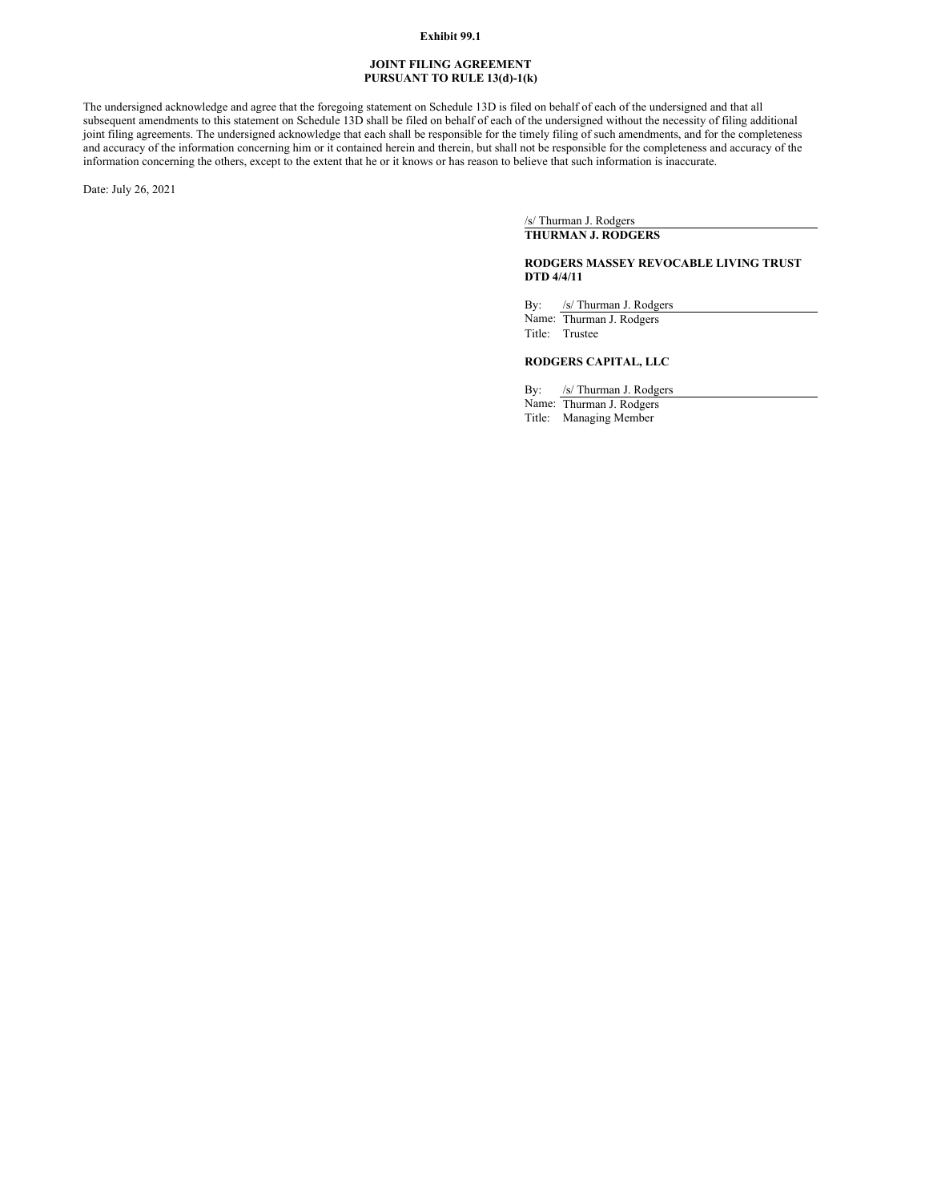**Exhibit 99.1**

**JOINT FILING AGREEMENT**
**PURSUANT TO RULE 13(d)-1(k)**

The undersigned acknowledge and agree that the foregoing statement on Schedule 13D is filed on behalf of each of the undersigned and that all subsequent amendments to this statement on Schedule 13D shall be filed on behalf of each of the undersigned without the necessity of filing additional joint filing agreements. The undersigned acknowledge that each shall be responsible for the timely filing of such amendments, and for the completeness and accuracy of the information concerning him or it contained herein and therein, but shall not be responsible for the completeness and accuracy of the information concerning the others, except to the extent that he or it knows or has reason to believe that such information is inaccurate.

Date: July 26, 2021

/s/ Thurman J. Rodgers
**THURMAN J. RODGERS**

**RODGERS MASSEY REVOCABLE LIVING TRUST DTD 4/4/11**

By: /s/ Thurman J. Rodgers
Name: Thurman J. Rodgers
Title: Trustee

**RODGERS CAPITAL, LLC**

By: /s/ Thurman J. Rodgers
Name: Thurman J. Rodgers
Title: Managing Member